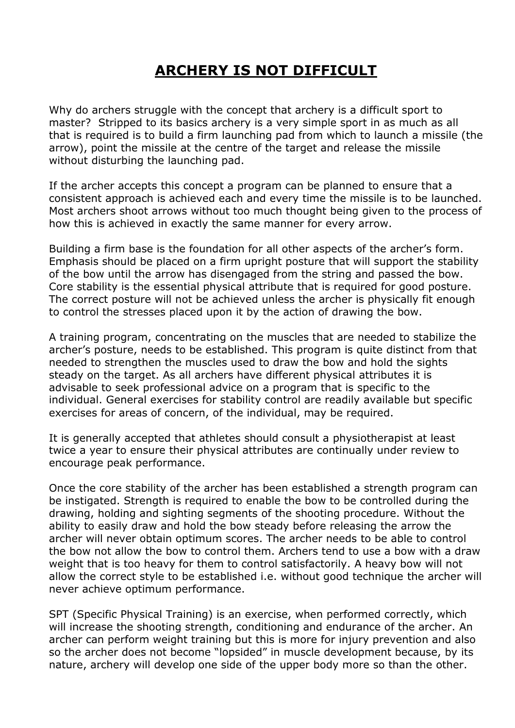# **ARCHERY IS NOT DIFFICULT**

Why do archers struggle with the concept that archery is a difficult sport to master? Stripped to its basics archery is a very simple sport in as much as all that is required is to build a firm launching pad from which to launch a missile (the arrow), point the missile at the centre of the target and release the missile without disturbing the launching pad.

If the archer accepts this concept a program can be planned to ensure that a consistent approach is achieved each and every time the missile is to be launched. Most archers shoot arrows without too much thought being given to the process of how this is achieved in exactly the same manner for every arrow.

Building a firm base is the foundation for all other aspects of the archer's form. Emphasis should be placed on a firm upright posture that will support the stability of the bow until the arrow has disengaged from the string and passed the bow. Core stability is the essential physical attribute that is required for good posture. The correct posture will not be achieved unless the archer is physically fit enough to control the stresses placed upon it by the action of drawing the bow.

A training program, concentrating on the muscles that are needed to stabilize the archer's posture, needs to be established. This program is quite distinct from that needed to strengthen the muscles used to draw the bow and hold the sights steady on the target. As all archers have different physical attributes it is advisable to seek professional advice on a program that is specific to the individual. General exercises for stability control are readily available but specific exercises for areas of concern, of the individual, may be required.

It is generally accepted that athletes should consult a physiotherapist at least twice a year to ensure their physical attributes are continually under review to encourage peak performance.

Once the core stability of the archer has been established a strength program can be instigated. Strength is required to enable the bow to be controlled during the drawing, holding and sighting segments of the shooting procedure. Without the ability to easily draw and hold the bow steady before releasing the arrow the archer will never obtain optimum scores. The archer needs to be able to control the bow not allow the bow to control them. Archers tend to use a bow with a draw weight that is too heavy for them to control satisfactorily. A heavy bow will not allow the correct style to be established i.e. without good technique the archer will never achieve optimum performance.

SPT (Specific Physical Training) is an exercise, when performed correctly, which will increase the shooting strength, conditioning and endurance of the archer. An archer can perform weight training but this is more for injury prevention and also so the archer does not become "lopsided" in muscle development because, by its nature, archery will develop one side of the upper body more so than the other.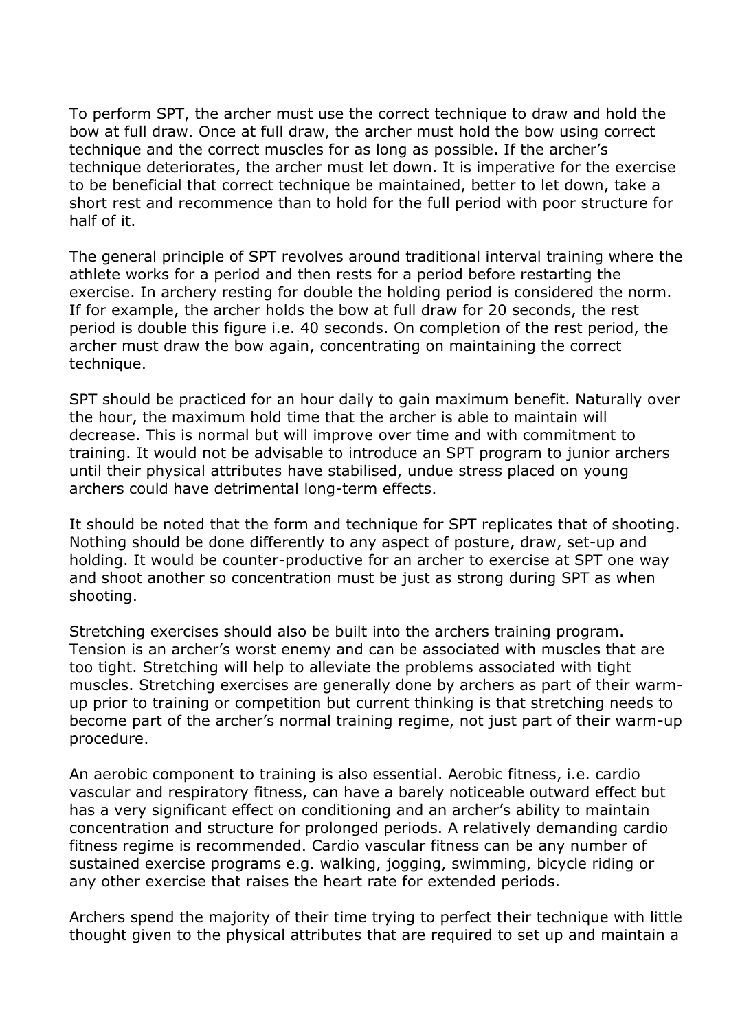To perform SPT, the archer must use the correct technique to draw and hold the bow at full draw. Once at full draw, the archer must hold the bow using correct technique and the correct muscles for as long as possible. If the archer's technique deteriorates, the archer must let down. It is imperative for the exercise to be beneficial that correct technique be maintained, better to let down, take a short rest and recommence than to hold for the full period with poor structure for half of it.

The general principle of SPT revolves around traditional interval training where the athlete works for a period and then rests for a period before restarting the exercise. In archery resting for double the holding period is considered the norm. If for example, the archer holds the bow at full draw for 20 seconds, the rest period is double this figure i.e. 40 seconds. On completion of the rest period, the archer must draw the bow again, concentrating on maintaining the correct technique.

SPT should be practiced for an hour daily to gain maximum benefit. Naturally over the hour, the maximum hold time that the archer is able to maintain will decrease. This is normal but will improve over time and with commitment to training. It would not be advisable to introduce an SPT program to junior archers until their physical attributes have stabilised, undue stress placed on young archers could have detrimental long-term effects.

It should be noted that the form and technique for SPT replicates that of shooting. Nothing should be done differently to any aspect of posture, draw, set-up and holding. It would be counter-productive for an archer to exercise at SPT one way and shoot another so concentration must be just as strong during SPT as when shooting.

Stretching exercises should also be built into the archers training program. Tension is an archer's worst enemy and can be associated with muscles that are too tight. Stretching will help to alleviate the problems associated with tight muscles. Stretching exercises are generally done by archers as part of their warm-up prior to training or competition but current thinking is that stretching needs to become part of the archer's normal training regime, not just part of their warm-up procedure.

An aerobic component to training is also essential. Aerobic fitness, i.e. cardio vascular and respiratory fitness, can have a barely noticeable outward effect but has a very significant effect on conditioning and an archer's ability to maintain concentration and structure for prolonged periods. A relatively demanding cardio fitness regime is recommended. Cardio vascular fitness can be any number of sustained exercise programs e.g. walking, jogging, swimming, bicycle riding or any other exercise that raises the heart rate for extended periods.

Archers spend the majority of their time trying to perfect their technique with little thought given to the physical attributes that are required to set up and maintain a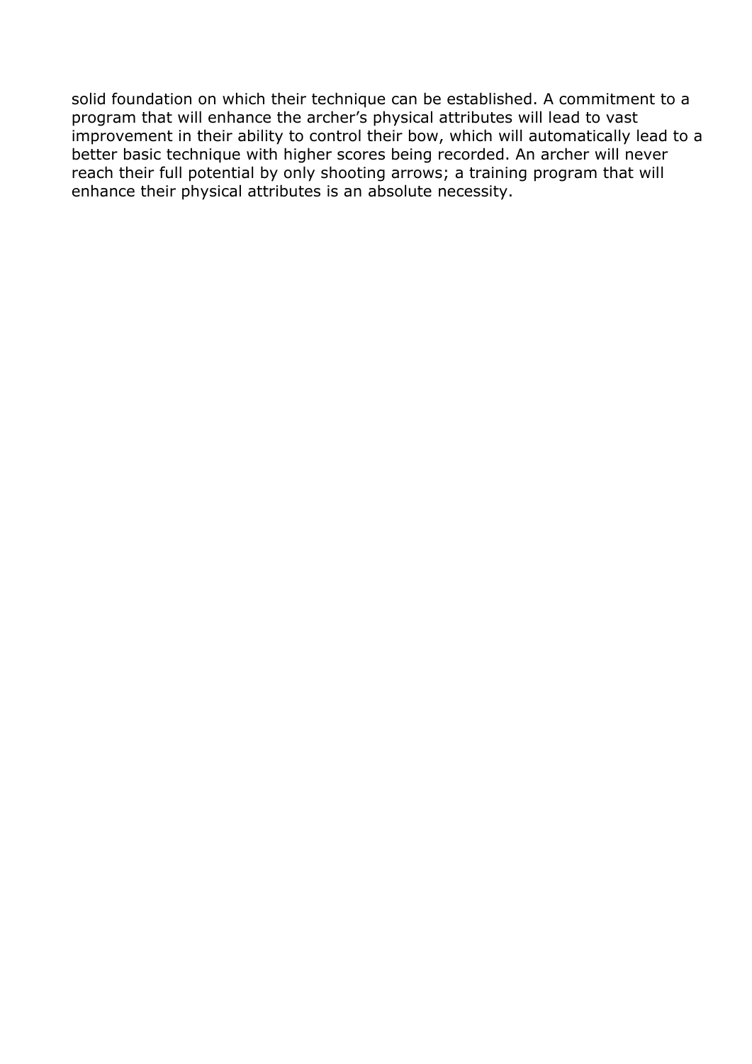solid foundation on which their technique can be established. A commitment to a program that will enhance the archer's physical attributes will lead to vast improvement in their ability to control their bow, which will automatically lead to a better basic technique with higher scores being recorded. An archer will never reach their full potential by only shooting arrows; a training program that will enhance their physical attributes is an absolute necessity.